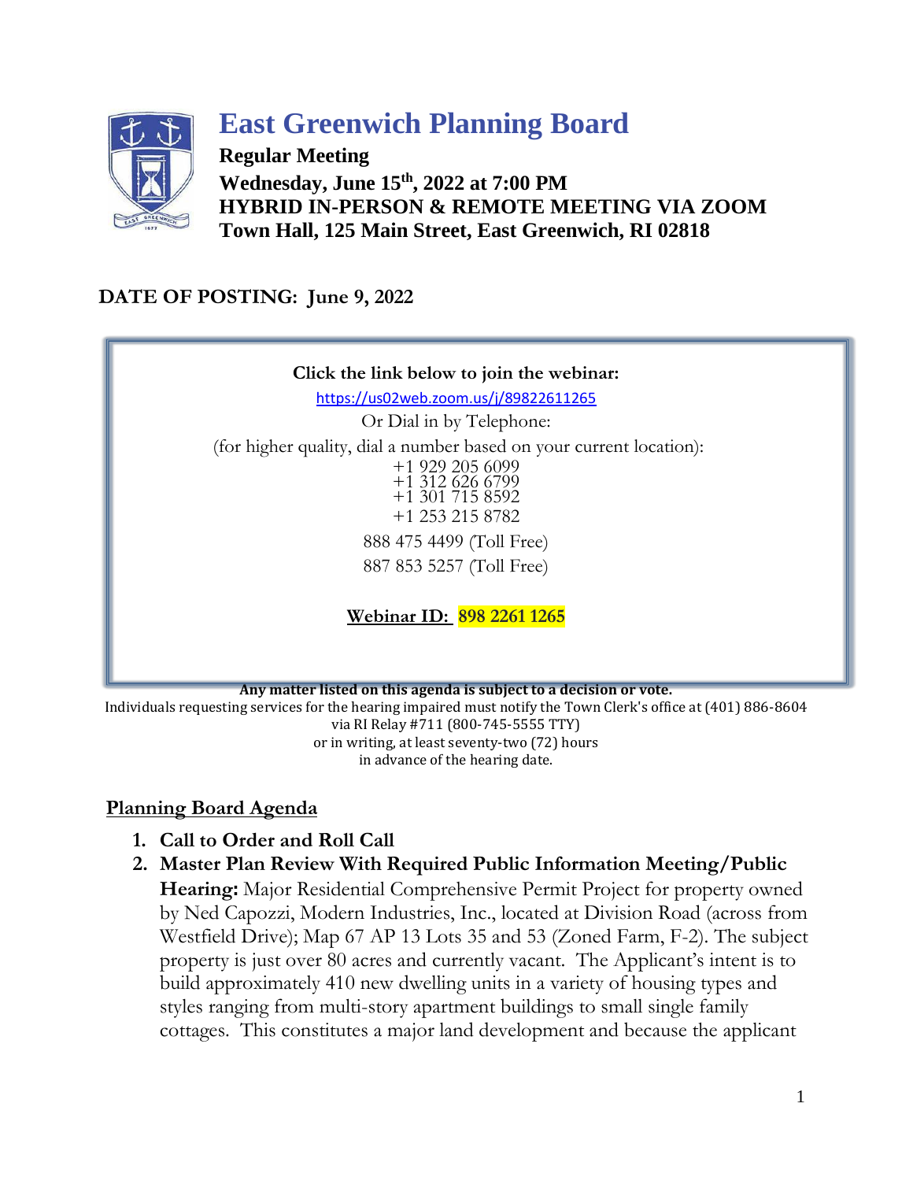# East Greenwich Planning Board

**Regular Meeting**
**Wednesday, June 15th, 2022 at 7:00 PM**
**HYBRID IN-PERSON & REMOTE MEETING VIA ZOOM**
**Town Hall, 125 Main Street, East Greenwich, RI 02818**

**DATE OF POSTING: June 9, 2022**

**Click the link below to join the webinar:**

https://us02web.zoom.us/j/89822611265

Or Dial in by Telephone:

(for higher quality, dial a number based on your current location):

+1 929 205 6099
+1 312 626 6799
+1 301 715 8592
+1 253 215 8782

888 475 4499 (Toll Free)

887 853 5257 (Toll Free)

**Webinar ID: 898 2261 1265**

**Any matter listed on this agenda is subject to a decision or vote.**

Individuals requesting services for the hearing impaired must notify the Town Clerk's office at (401) 886-8604 via RI Relay #711 (800-745-5555 TTY) or in writing, at least seventy-two (72) hours in advance of the hearing date.

## Planning Board Agenda

1. **Call to Order and Roll Call**
2. **Master Plan Review With Required Public Information Meeting/Public Hearing:** Major Residential Comprehensive Permit Project for property owned by Ned Capozzi, Modern Industries, Inc., located at Division Road (across from Westfield Drive); Map 67 AP 13 Lots 35 and 53 (Zoned Farm, F-2). The subject property is just over 80 acres and currently vacant. The Applicant's intent is to build approximately 410 new dwelling units in a variety of housing types and styles ranging from multi-story apartment buildings to small single family cottages. This constitutes a major land development and because the applicant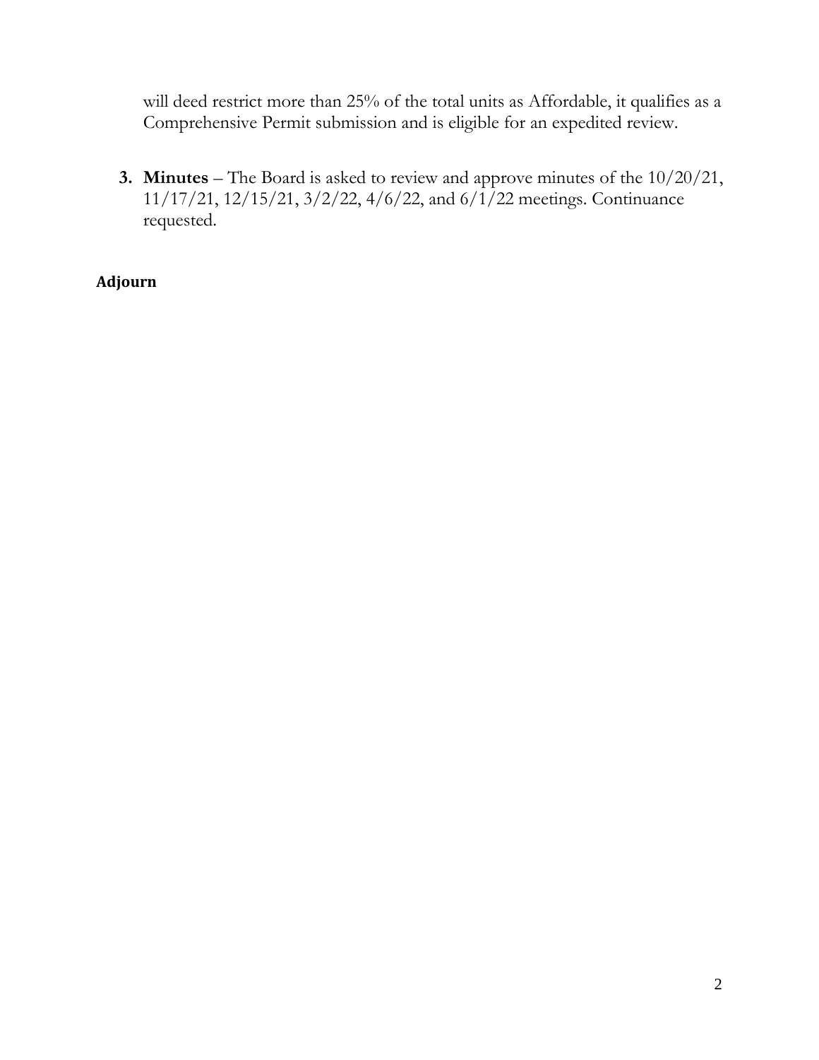will deed restrict more than 25% of the total units as Affordable, it qualifies as a Comprehensive Permit submission and is eligible for an expedited review.

3. **Minutes** – The Board is asked to review and approve minutes of the 10/20/21, 11/17/21, 12/15/21, 3/2/22, 4/6/22, and 6/1/22 meetings. Continuance requested.

**Adjourn**